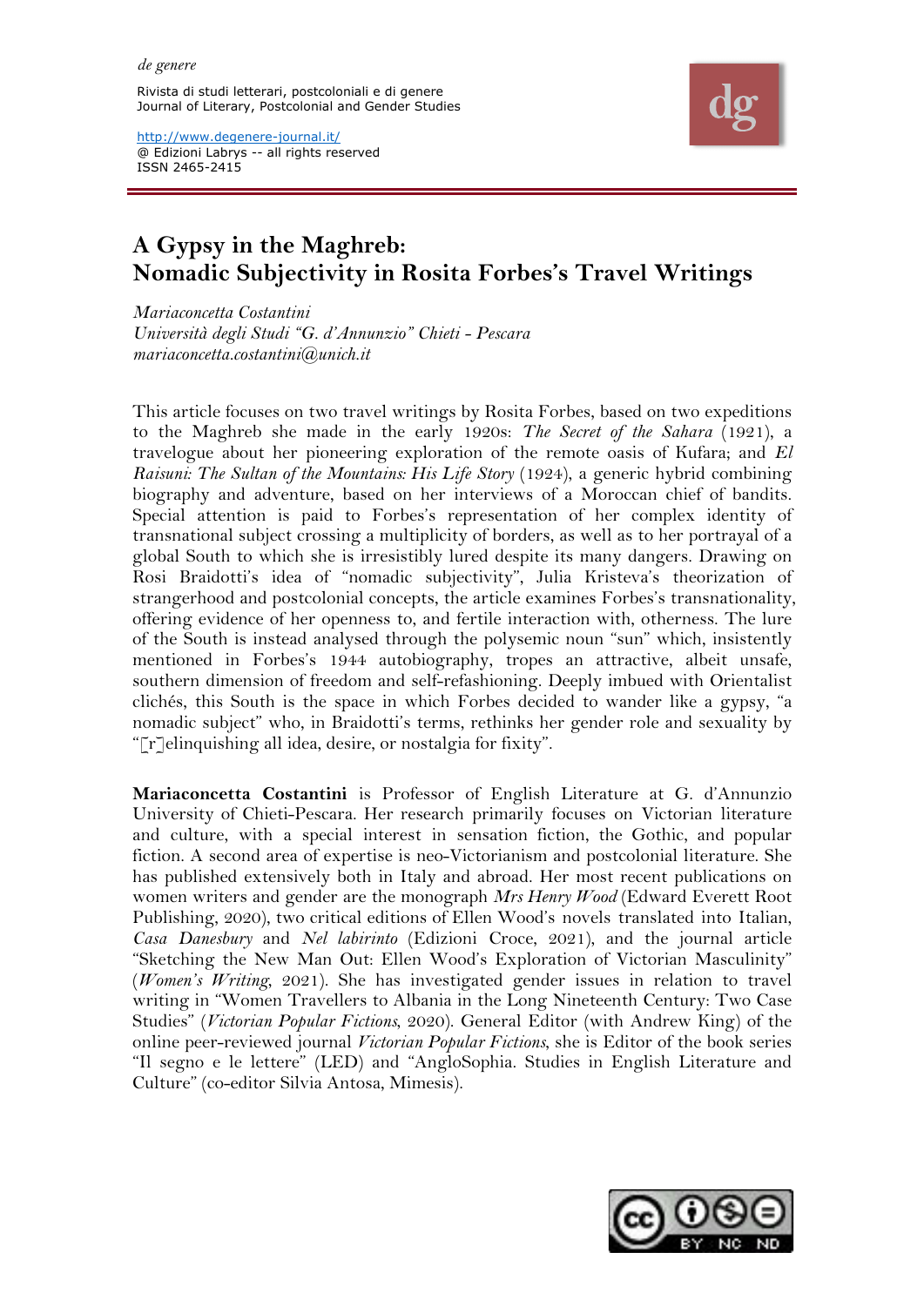*de genere*

Rivista di studi letterari, postcoloniali e di genere
Journal of Literary, Postcolonial and Gender Studies

http://www.degenere-journal.it/
@ Edizioni Labrys -- all rights reserved
ISSN 2465-2415

# A Gypsy in the Maghreb: Nomadic Subjectivity in Rosita Forbes's Travel Writings

*Mariaconcetta Costantini*
*Università degli Studi "G. d'Annunzio" Chieti - Pescara*
*mariaconcetta.costantini@unich.it*

This article focuses on two travel writings by Rosita Forbes, based on two expeditions to the Maghreb she made in the early 1920s: *The Secret of the Sahara* (1921), a travelogue about her pioneering exploration of the remote oasis of Kufara; and *El Raisuni: The Sultan of the Mountains: His Life Story* (1924), a generic hybrid combining biography and adventure, based on her interviews of a Moroccan chief of bandits. Special attention is paid to Forbes's representation of her complex identity of transnational subject crossing a multiplicity of borders, as well as to her portrayal of a global South to which she is irresistibly lured despite its many dangers. Drawing on Rosi Braidotti's idea of "nomadic subjectivity", Julia Kristeva's theorization of strangerhood and postcolonial concepts, the article examines Forbes's transnationality, offering evidence of her openness to, and fertile interaction with, otherness. The lure of the South is instead analysed through the polysemic noun "sun" which, insistently mentioned in Forbes's 1944 autobiography, tropes an attractive, albeit unsafe, southern dimension of freedom and self-refashioning. Deeply imbued with Orientalist clichés, this South is the space in which Forbes decided to wander like a gypsy, "a nomadic subject" who, in Braidotti's terms, rethinks her gender role and sexuality by "[r]elinquishing all idea, desire, or nostalgia for fixity".

**Mariaconcetta Costantini** is Professor of English Literature at G. d'Annunzio University of Chieti-Pescara. Her research primarily focuses on Victorian literature and culture, with a special interest in sensation fiction, the Gothic, and popular fiction. A second area of expertise is neo-Victorianism and postcolonial literature. She has published extensively both in Italy and abroad. Her most recent publications on women writers and gender are the monograph *Mrs Henry Wood* (Edward Everett Root Publishing, 2020), two critical editions of Ellen Wood's novels translated into Italian, *Casa Danesbury* and *Nel labirinto* (Edizioni Croce, 2021), and the journal article "Sketching the New Man Out: Ellen Wood's Exploration of Victorian Masculinity" (*Women's Writing*, 2021). She has investigated gender issues in relation to travel writing in "Women Travellers to Albania in the Long Nineteenth Century: Two Case Studies" (*Victorian Popular Fictions*, 2020). General Editor (with Andrew King) of the online peer-reviewed journal *Victorian Popular Fictions*, she is Editor of the book series "Il segno e le lettere" (LED) and "AngloSophia. Studies in English Literature and Culture" (co-editor Silvia Antosa, Mimesis).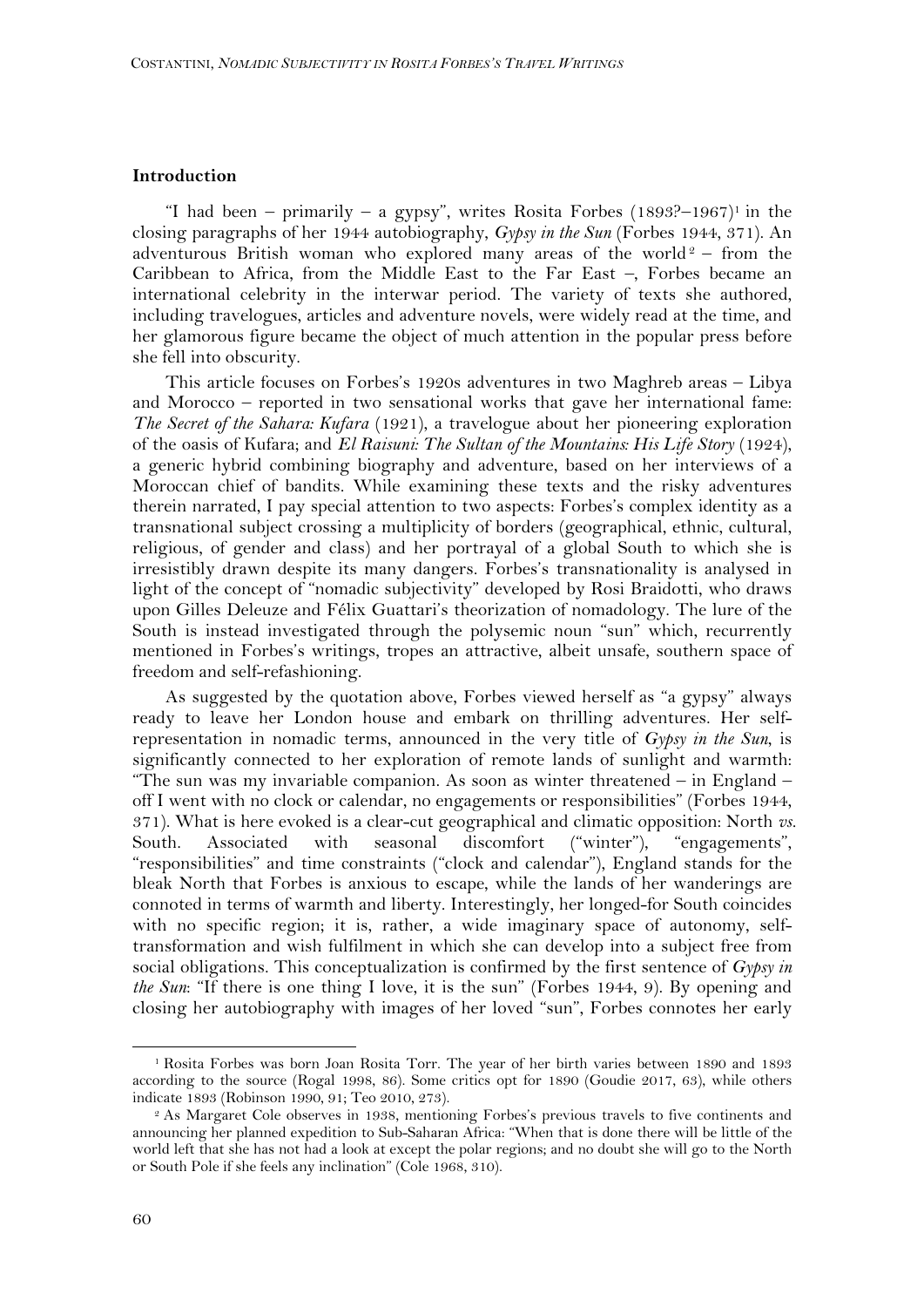## Introduction

"I had been – primarily – a gypsy", writes Rosita Forbes (1893?–1967)[1] in the closing paragraphs of her 1944 autobiography, *Gypsy in the Sun* (Forbes 1944, 371). An adventurous British woman who explored many areas of the world[2] – from the Caribbean to Africa, from the Middle East to the Far East –, Forbes became an international celebrity in the interwar period. The variety of texts she authored, including travelogues, articles and adventure novels, were widely read at the time, and her glamorous figure became the object of much attention in the popular press before she fell into obscurity.

This article focuses on Forbes's 1920s adventures in two Maghreb areas – Libya and Morocco – reported in two sensational works that gave her international fame: *The Secret of the Sahara: Kufara* (1921), a travelogue about her pioneering exploration of the oasis of Kufara; and *El Raisuni: The Sultan of the Mountains: His Life Story* (1924), a generic hybrid combining biography and adventure, based on her interviews of a Moroccan chief of bandits. While examining these texts and the risky adventures therein narrated, I pay special attention to two aspects: Forbes's complex identity as a transnational subject crossing a multiplicity of borders (geographical, ethnic, cultural, religious, of gender and class) and her portrayal of a global South to which she is irresistibly drawn despite its many dangers. Forbes's transnationality is analysed in light of the concept of "nomadic subjectivity" developed by Rosi Braidotti, who draws upon Gilles Deleuze and Félix Guattari's theorization of nomadology. The lure of the South is instead investigated through the polysemic noun "sun" which, recurrently mentioned in Forbes's writings, tropes an attractive, albeit unsafe, southern space of freedom and self-refashioning.

As suggested by the quotation above, Forbes viewed herself as "a gypsy" always ready to leave her London house and embark on thrilling adventures. Her self-representation in nomadic terms, announced in the very title of *Gypsy in the Sun*, is significantly connected to her exploration of remote lands of sunlight and warmth: "The sun was my invariable companion. As soon as winter threatened – in England – off I went with no clock or calendar, no engagements or responsibilities" (Forbes 1944, 371). What is here evoked is a clear-cut geographical and climatic opposition: North *vs.* South. Associated with seasonal discomfort ("winter"), "engagements", "responsibilities" and time constraints ("clock and calendar"), England stands for the bleak North that Forbes is anxious to escape, while the lands of her wanderings are connoted in terms of warmth and liberty. Interestingly, her longed-for South coincides with no specific region; it is, rather, a wide imaginary space of autonomy, self-transformation and wish fulfilment in which she can develop into a subject free from social obligations. This conceptualization is confirmed by the first sentence of *Gypsy in the Sun*: "If there is one thing I love, it is the sun" (Forbes 1944, 9). By opening and closing her autobiography with images of her loved "sun", Forbes connotes her early

[1] Rosita Forbes was born Joan Rosita Torr. The year of her birth varies between 1890 and 1893 according to the source (Rogal 1998, 86). Some critics opt for 1890 (Goudie 2017, 63), while others indicate 1893 (Robinson 1990, 91; Teo 2010, 273).

[2] As Margaret Cole observes in 1938, mentioning Forbes's previous travels to five continents and announcing her planned expedition to Sub-Saharan Africa: "When that is done there will be little of the world left that she has not had a look at except the polar regions; and no doubt she will go to the North or South Pole if she feels any inclination" (Cole 1968, 310).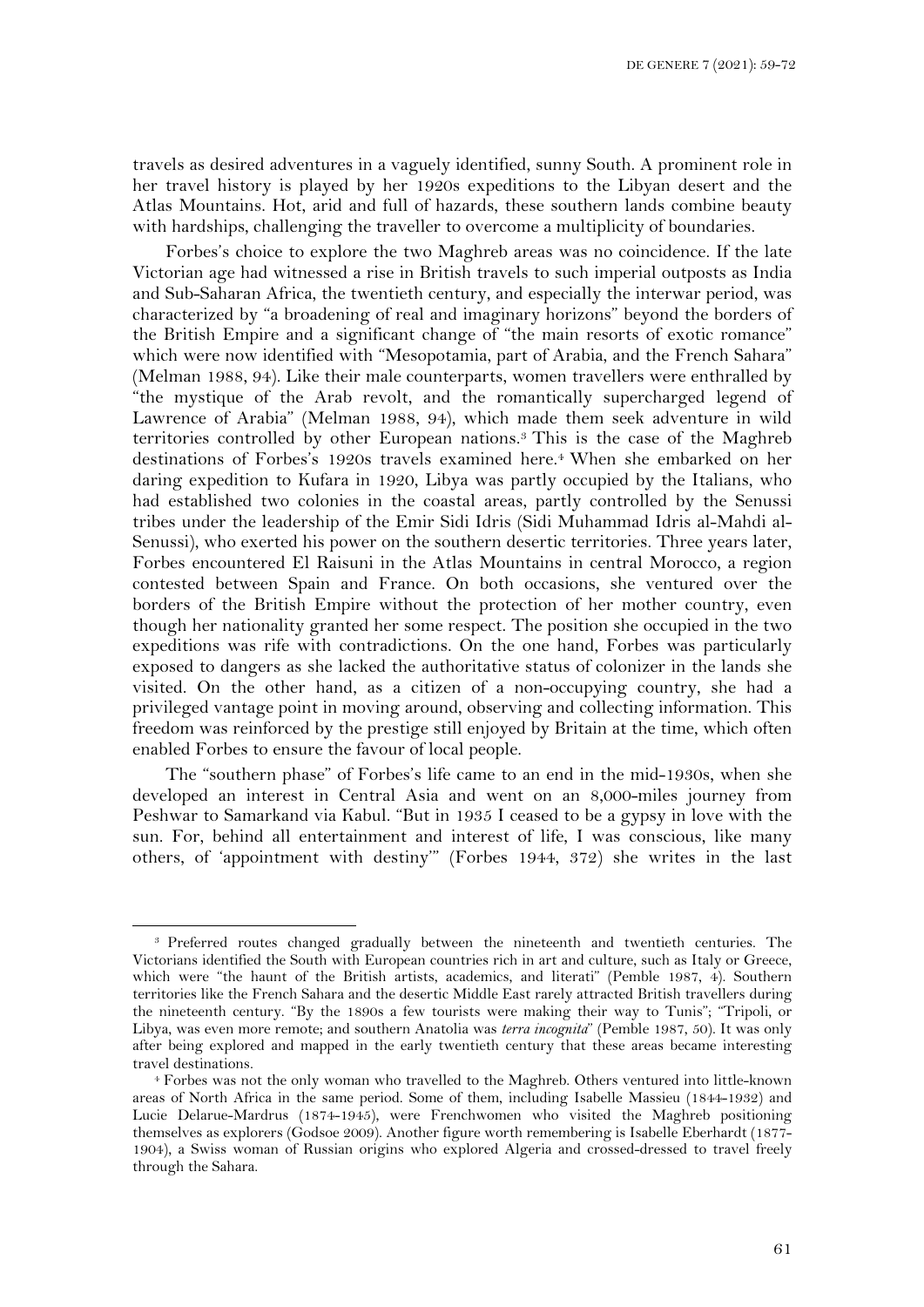travels as desired adventures in a vaguely identified, sunny South. A prominent role in her travel history is played by her 1920s expeditions to the Libyan desert and the Atlas Mountains. Hot, arid and full of hazards, these southern lands combine beauty with hardships, challenging the traveller to overcome a multiplicity of boundaries.

Forbes's choice to explore the two Maghreb areas was no coincidence. If the late Victorian age had witnessed a rise in British travels to such imperial outposts as India and Sub-Saharan Africa, the twentieth century, and especially the interwar period, was characterized by "a broadening of real and imaginary horizons" beyond the borders of the British Empire and a significant change of "the main resorts of exotic romance" which were now identified with "Mesopotamia, part of Arabia, and the French Sahara" (Melman 1988, 94). Like their male counterparts, women travellers were enthralled by "the mystique of the Arab revolt, and the romantically supercharged legend of Lawrence of Arabia" (Melman 1988, 94), which made them seek adventure in wild territories controlled by other European nations.[3] This is the case of the Maghreb destinations of Forbes's 1920s travels examined here.[4] When she embarked on her daring expedition to Kufara in 1920, Libya was partly occupied by the Italians, who had established two colonies in the coastal areas, partly controlled by the Senussi tribes under the leadership of the Emir Sidi Idris (Sidi Muhammad Idris al-Mahdi al-Senussi), who exerted his power on the southern desertic territories. Three years later, Forbes encountered El Raisuni in the Atlas Mountains in central Morocco, a region contested between Spain and France. On both occasions, she ventured over the borders of the British Empire without the protection of her mother country, even though her nationality granted her some respect. The position she occupied in the two expeditions was rife with contradictions. On the one hand, Forbes was particularly exposed to dangers as she lacked the authoritative status of colonizer in the lands she visited. On the other hand, as a citizen of a non-occupying country, she had a privileged vantage point in moving around, observing and collecting information. This freedom was reinforced by the prestige still enjoyed by Britain at the time, which often enabled Forbes to ensure the favour of local people.

The "southern phase" of Forbes's life came to an end in the mid-1930s, when she developed an interest in Central Asia and went on an 8,000-miles journey from Peshwar to Samarkand via Kabul. "But in 1935 I ceased to be a gypsy in love with the sun. For, behind all entertainment and interest of life, I was conscious, like many others, of 'appointment with destiny'" (Forbes 1944, 372) she writes in the last

---

[3] Preferred routes changed gradually between the nineteenth and twentieth centuries. The Victorians identified the South with European countries rich in art and culture, such as Italy or Greece, which were "the haunt of the British artists, academics, and literati" (Pemble 1987, 4). Southern territories like the French Sahara and the desertic Middle East rarely attracted British travellers during the nineteenth century. "By the 1890s a few tourists were making their way to Tunis"; "Tripoli, or Libya, was even more remote; and southern Anatolia was *terra incognita*" (Pemble 1987, 50). It was only after being explored and mapped in the early twentieth century that these areas became interesting travel destinations.

[4] Forbes was not the only woman who travelled to the Maghreb. Others ventured into little-known areas of North Africa in the same period. Some of them, including Isabelle Massieu (1844-1932) and Lucie Delarue-Mardrus (1874-1945), were Frenchwomen who visited the Maghreb positioning themselves as explorers (Godsoe 2009). Another figure worth remembering is Isabelle Eberhardt (1877-1904), a Swiss woman of Russian origins who explored Algeria and crossed-dressed to travel freely through the Sahara.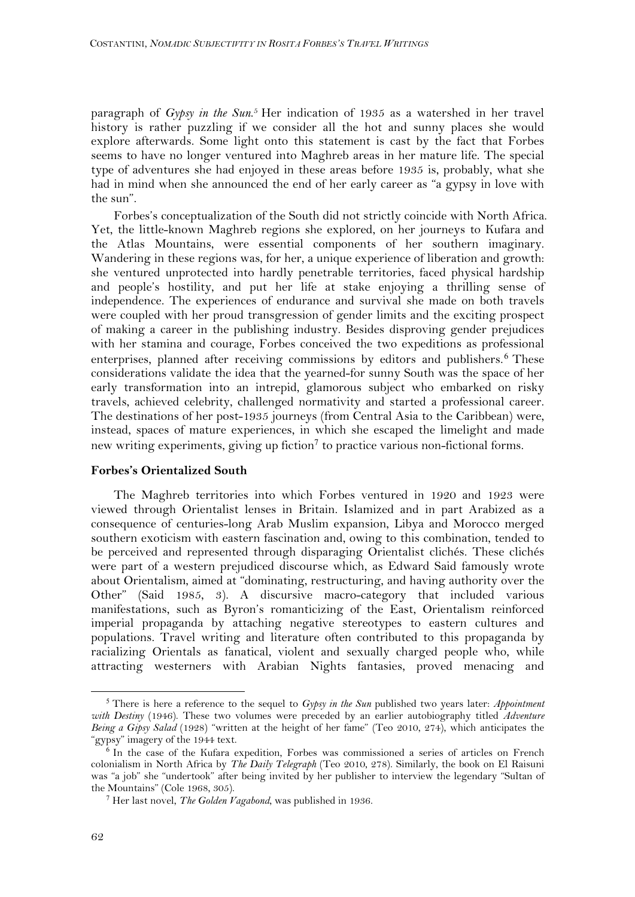paragraph of *Gypsy in the Sun*.[5] Her indication of 1935 as a watershed in her travel history is rather puzzling if we consider all the hot and sunny places she would explore afterwards. Some light onto this statement is cast by the fact that Forbes seems to have no longer ventured into Maghreb areas in her mature life. The special type of adventures she had enjoyed in these areas before 1935 is, probably, what she had in mind when she announced the end of her early career as "a gypsy in love with the sun".

Forbes's conceptualization of the South did not strictly coincide with North Africa. Yet, the little-known Maghreb regions she explored, on her journeys to Kufara and the Atlas Mountains, were essential components of her southern imaginary. Wandering in these regions was, for her, a unique experience of liberation and growth: she ventured unprotected into hardly penetrable territories, faced physical hardship and people's hostility, and put her life at stake enjoying a thrilling sense of independence. The experiences of endurance and survival she made on both travels were coupled with her proud transgression of gender limits and the exciting prospect of making a career in the publishing industry. Besides disproving gender prejudices with her stamina and courage, Forbes conceived the two expeditions as professional enterprises, planned after receiving commissions by editors and publishers.[6] These considerations validate the idea that the yearned-for sunny South was the space of her early transformation into an intrepid, glamorous subject who embarked on risky travels, achieved celebrity, challenged normativity and started a professional career. The destinations of her post-1935 journeys (from Central Asia to the Caribbean) were, instead, spaces of mature experiences, in which she escaped the limelight and made new writing experiments, giving up fiction[7] to practice various non-fictional forms.

**Forbes's Orientalized South**

The Maghreb territories into which Forbes ventured in 1920 and 1923 were viewed through Orientalist lenses in Britain. Islamized and in part Arabized as a consequence of centuries-long Arab Muslim expansion, Libya and Morocco merged southern exoticism with eastern fascination and, owing to this combination, tended to be perceived and represented through disparaging Orientalist clichés. These clichés were part of a western prejudiced discourse which, as Edward Said famously wrote about Orientalism, aimed at "dominating, restructuring, and having authority over the Other" (Said 1985, 3). A discursive macro-category that included various manifestations, such as Byron's romanticizing of the East, Orientalism reinforced imperial propaganda by attaching negative stereotypes to eastern cultures and populations. Travel writing and literature often contributed to this propaganda by racializing Orientals as fanatical, violent and sexually charged people who, while attracting westerners with Arabian Nights fantasies, proved menacing and

[5] There is here a reference to the sequel to *Gypsy in the Sun* published two years later: *Appointment with Destiny* (1946). These two volumes were preceded by an earlier autobiography titled *Adventure Being a Gipsy Salad* (1928) "written at the height of her fame" (Teo 2010, 274), which anticipates the "gypsy" imagery of the 1944 text.

[6] In the case of the Kufara expedition, Forbes was commissioned a series of articles on French colonialism in North Africa by *The Daily Telegraph* (Teo 2010, 278). Similarly, the book on El Raisuni was "a job" she "undertook" after being invited by her publisher to interview the legendary "Sultan of the Mountains" (Cole 1968, 305).

[7] Her last novel, *The Golden Vagabond*, was published in 1936.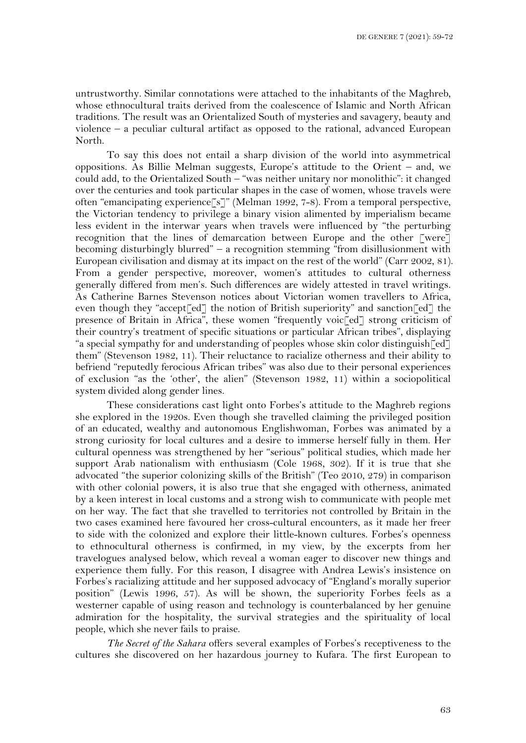untrustworthy. Similar connotations were attached to the inhabitants of the Maghreb, whose ethnocultural traits derived from the coalescence of Islamic and North African traditions. The result was an Orientalized South of mysteries and savagery, beauty and violence – a peculiar cultural artifact as opposed to the rational, advanced European North.

To say this does not entail a sharp division of the world into asymmetrical oppositions. As Billie Melman suggests, Europe's attitude to the Orient – and, we could add, to the Orientalized South – "was neither unitary nor monolithic": it changed over the centuries and took particular shapes in the case of women, whose travels were often "emancipating experience[s]" (Melman 1992, 7-8). From a temporal perspective, the Victorian tendency to privilege a binary vision alimented by imperialism became less evident in the interwar years when travels were influenced by "the perturbing recognition that the lines of demarcation between Europe and the other [were] becoming disturbingly blurred" – a recognition stemming "from disillusionment with European civilisation and dismay at its impact on the rest of the world" (Carr 2002, 81). From a gender perspective, moreover, women's attitudes to cultural otherness generally differed from men's. Such differences are widely attested in travel writings. As Catherine Barnes Stevenson notices about Victorian women travellers to Africa, even though they "accept[ed] the notion of British superiority" and sanction[ed] the presence of Britain in Africa", these women "frequently voic[ed] strong criticism of their country's treatment of specific situations or particular African tribes", displaying "a special sympathy for and understanding of peoples whose skin color distinguish[ed] them" (Stevenson 1982, 11). Their reluctance to racialize otherness and their ability to befriend "reputedly ferocious African tribes" was also due to their personal experiences of exclusion "as the 'other', the alien" (Stevenson 1982, 11) within a sociopolitical system divided along gender lines.

These considerations cast light onto Forbes's attitude to the Maghreb regions she explored in the 1920s. Even though she travelled claiming the privileged position of an educated, wealthy and autonomous Englishwoman, Forbes was animated by a strong curiosity for local cultures and a desire to immerse herself fully in them. Her cultural openness was strengthened by her "serious" political studies, which made her support Arab nationalism with enthusiasm (Cole 1968, 302). If it is true that she advocated "the superior colonizing skills of the British" (Teo 2010, 279) in comparison with other colonial powers, it is also true that she engaged with otherness, animated by a keen interest in local customs and a strong wish to communicate with people met on her way. The fact that she travelled to territories not controlled by Britain in the two cases examined here favoured her cross-cultural encounters, as it made her freer to side with the colonized and explore their little-known cultures. Forbes's openness to ethnocultural otherness is confirmed, in my view, by the excerpts from her travelogues analysed below, which reveal a woman eager to discover new things and experience them fully. For this reason, I disagree with Andrea Lewis's insistence on Forbes's racializing attitude and her supposed advocacy of "England's morally superior position" (Lewis 1996, 57). As will be shown, the superiority Forbes feels as a westerner capable of using reason and technology is counterbalanced by her genuine admiration for the hospitality, the survival strategies and the spirituality of local people, which she never fails to praise.

*The Secret of the Sahara* offers several examples of Forbes's receptiveness to the cultures she discovered on her hazardous journey to Kufara. The first European to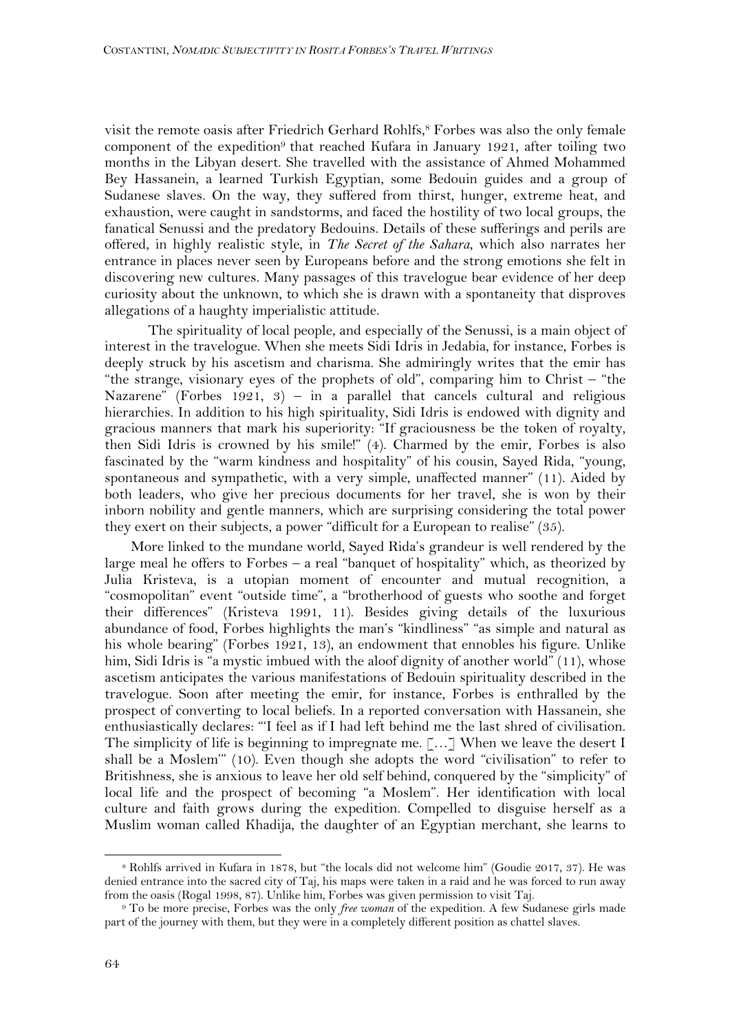visit the remote oasis after Friedrich Gerhard Rohlfs,[8] Forbes was also the only female component of the expedition[9] that reached Kufara in January 1921, after toiling two months in the Libyan desert. She travelled with the assistance of Ahmed Mohammed Bey Hassanein, a learned Turkish Egyptian, some Bedouin guides and a group of Sudanese slaves. On the way, they suffered from thirst, hunger, extreme heat, and exhaustion, were caught in sandstorms, and faced the hostility of two local groups, the fanatical Senussi and the predatory Bedouins. Details of these sufferings and perils are offered, in highly realistic style, in *The Secret of the Sahara*, which also narrates her entrance in places never seen by Europeans before and the strong emotions she felt in discovering new cultures. Many passages of this travelogue bear evidence of her deep curiosity about the unknown, to which she is drawn with a spontaneity that disproves allegations of a haughty imperialistic attitude.

The spirituality of local people, and especially of the Senussi, is a main object of interest in the travelogue. When she meets Sidi Idris in Jedabia, for instance, Forbes is deeply struck by his ascetism and charisma. She admiringly writes that the emir has "the strange, visionary eyes of the prophets of old", comparing him to Christ – "the Nazarene" (Forbes 1921, 3) – in a parallel that cancels cultural and religious hierarchies. In addition to his high spirituality, Sidi Idris is endowed with dignity and gracious manners that mark his superiority: "If graciousness be the token of royalty, then Sidi Idris is crowned by his smile!" (4). Charmed by the emir, Forbes is also fascinated by the "warm kindness and hospitality" of his cousin, Sayed Rida, "young, spontaneous and sympathetic, with a very simple, unaffected manner" (11). Aided by both leaders, who give her precious documents for her travel, she is won by their inborn nobility and gentle manners, which are surprising considering the total power they exert on their subjects, a power "difficult for a European to realise" (35).

More linked to the mundane world, Sayed Rida's grandeur is well rendered by the large meal he offers to Forbes – a real "banquet of hospitality" which, as theorized by Julia Kristeva, is a utopian moment of encounter and mutual recognition, a "cosmopolitan" event "outside time", a "brotherhood of guests who soothe and forget their differences" (Kristeva 1991, 11). Besides giving details of the luxurious abundance of food, Forbes highlights the man's "kindliness" "as simple and natural as his whole bearing" (Forbes 1921, 13), an endowment that ennobles his figure. Unlike him, Sidi Idris is "a mystic imbued with the aloof dignity of another world" (11), whose ascetism anticipates the various manifestations of Bedouin spirituality described in the travelogue. Soon after meeting the emir, for instance, Forbes is enthralled by the prospect of converting to local beliefs. In a reported conversation with Hassanein, she enthusiastically declares: "'I feel as if I had left behind me the last shred of civilisation. The simplicity of life is beginning to impregnate me. […] When we leave the desert I shall be a Moslem'" (10). Even though she adopts the word "civilisation" to refer to Britishness, she is anxious to leave her old self behind, conquered by the "simplicity" of local life and the prospect of becoming "a Moslem". Her identification with local culture and faith grows during the expedition. Compelled to disguise herself as a Muslim woman called Khadija, the daughter of an Egyptian merchant, she learns to

[8] Rohlfs arrived in Kufara in 1878, but "the locals did not welcome him" (Goudie 2017, 37). He was denied entrance into the sacred city of Taj, his maps were taken in a raid and he was forced to run away from the oasis (Rogal 1998, 87). Unlike him, Forbes was given permission to visit Taj.

[9] To be more precise, Forbes was the only *free woman* of the expedition. A few Sudanese girls made part of the journey with them, but they were in a completely different position as chattel slaves.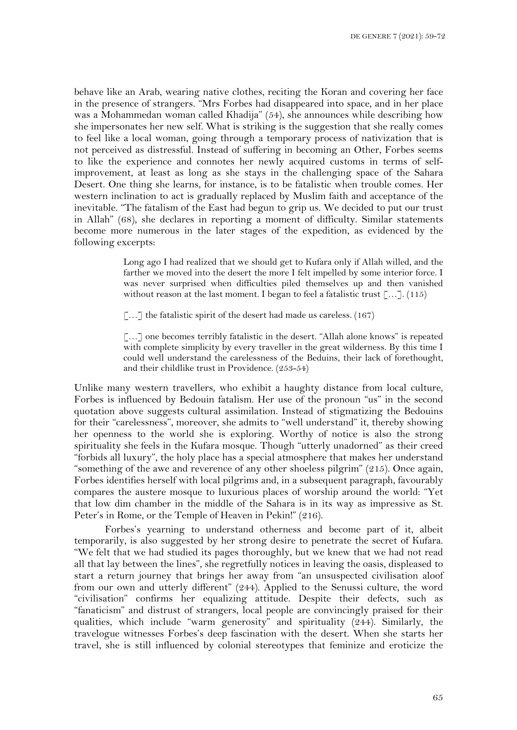behave like an Arab, wearing native clothes, reciting the Koran and covering her face in the presence of strangers. "Mrs Forbes had disappeared into space, and in her place was a Mohammedan woman called Khadija" (54), she announces while describing how she impersonates her new self. What is striking is the suggestion that she really comes to feel like a local woman, going through a temporary process of nativization that is not perceived as distressful. Instead of suffering in becoming an Other, Forbes seems to like the experience and connotes her newly acquired customs in terms of self-improvement, at least as long as she stays in the challenging space of the Sahara Desert. One thing she learns, for instance, is to be fatalistic when trouble comes. Her western inclination to act is gradually replaced by Muslim faith and acceptance of the inevitable. "The fatalism of the East had begun to grip us. We decided to put our trust in Allah" (68), she declares in reporting a moment of difficulty. Similar statements become more numerous in the later stages of the expedition, as evidenced by the following excerpts:

> Long ago I had realized that we should get to Kufara only if Allah willed, and the farther we moved into the desert the more I felt impelled by some interior force. I was never surprised when difficulties piled themselves up and then vanished without reason at the last moment. I began to feel a fatalistic trust […]. (115)
>
> […] the fatalistic spirit of the desert had made us careless. (167)
>
> […] one becomes terribly fatalistic in the desert. "Allah alone knows" is repeated with complete simplicity by every traveller in the great wilderness. By this time I could well understand the carelessness of the Beduins, their lack of forethought, and their childlike trust in Providence. (253-54)

Unlike many western travellers, who exhibit a haughty distance from local culture, Forbes is influenced by Bedouin fatalism. Her use of the pronoun "us" in the second quotation above suggests cultural assimilation. Instead of stigmatizing the Bedouins for their "carelessness", moreover, she admits to "well understand" it, thereby showing her openness to the world she is exploring. Worthy of notice is also the strong spirituality she feels in the Kufara mosque. Though "utterly unadorned" as their creed "forbids all luxury", the holy place has a special atmosphere that makes her understand "something of the awe and reverence of any other shoeless pilgrim" (215). Once again, Forbes identifies herself with local pilgrims and, in a subsequent paragraph, favourably compares the austere mosque to luxurious places of worship around the world: "Yet that low dim chamber in the middle of the Sahara is in its way as impressive as St. Peter's in Rome, or the Temple of Heaven in Pekin!" (216).

Forbes's yearning to understand otherness and become part of it, albeit temporarily, is also suggested by her strong desire to penetrate the secret of Kufara. "We felt that we had studied its pages thoroughly, but we knew that we had not read all that lay between the lines", she regretfully notices in leaving the oasis, displeased to start a return journey that brings her away from "an unsuspected civilisation aloof from our own and utterly different" (244). Applied to the Senussi culture, the word "civilisation" confirms her equalizing attitude. Despite their defects, such as "fanaticism" and distrust of strangers, local people are convincingly praised for their qualities, which include "warm generosity" and spirituality (244). Similarly, the travelogue witnesses Forbes's deep fascination with the desert. When she starts her travel, she is still influenced by colonial stereotypes that feminize and eroticize the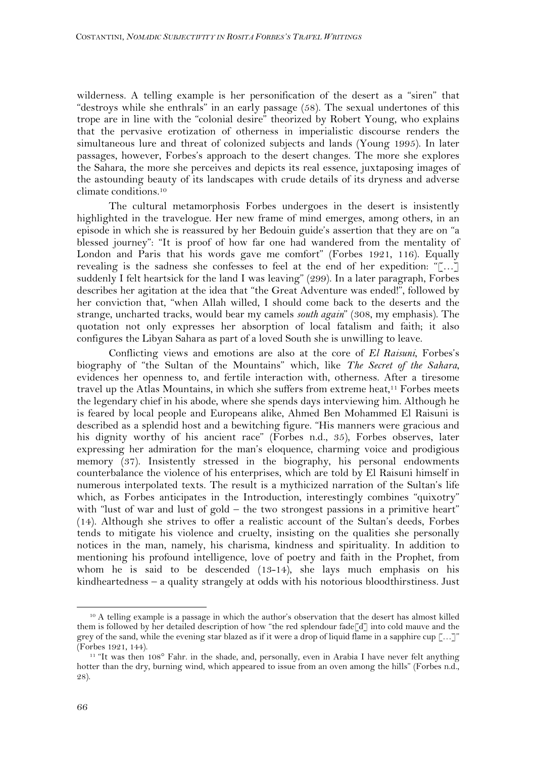wilderness. A telling example is her personification of the desert as a "siren" that "destroys while she enthrals" in an early passage (58). The sexual undertones of this trope are in line with the "colonial desire" theorized by Robert Young, who explains that the pervasive erotization of otherness in imperialistic discourse renders the simultaneous lure and threat of colonized subjects and lands (Young 1995). In later passages, however, Forbes's approach to the desert changes. The more she explores the Sahara, the more she perceives and depicts its real essence, juxtaposing images of the astounding beauty of its landscapes with crude details of its dryness and adverse climate conditions.[10]

The cultural metamorphosis Forbes undergoes in the desert is insistently highlighted in the travelogue. Her new frame of mind emerges, among others, in an episode in which she is reassured by her Bedouin guide's assertion that they are on "a blessed journey": "It is proof of how far one had wandered from the mentality of London and Paris that his words gave me comfort" (Forbes 1921, 116). Equally revealing is the sadness she confesses to feel at the end of her expedition: "[…] suddenly I felt heartsick for the land I was leaving" (299). In a later paragraph, Forbes describes her agitation at the idea that "the Great Adventure was ended!", followed by her conviction that, "when Allah willed, I should come back to the deserts and the strange, uncharted tracks, would bear my camels *south again*" (308, my emphasis). The quotation not only expresses her absorption of local fatalism and faith; it also configures the Libyan Sahara as part of a loved South she is unwilling to leave.

Conflicting views and emotions are also at the core of *El Raisuni*, Forbes's biography of "the Sultan of the Mountains" which, like *The Secret of the Sahara*, evidences her openness to, and fertile interaction with, otherness. After a tiresome travel up the Atlas Mountains, in which she suffers from extreme heat,[11] Forbes meets the legendary chief in his abode, where she spends days interviewing him. Although he is feared by local people and Europeans alike, Ahmed Ben Mohammed El Raisuni is described as a splendid host and a bewitching figure. "His manners were gracious and his dignity worthy of his ancient race" (Forbes n.d., 35), Forbes observes, later expressing her admiration for the man's eloquence, charming voice and prodigious memory (37). Insistently stressed in the biography, his personal endowments counterbalance the violence of his enterprises, which are told by El Raisuni himself in numerous interpolated texts. The result is a mythicized narration of the Sultan's life which, as Forbes anticipates in the Introduction, interestingly combines "quixotry" with "lust of war and lust of gold – the two strongest passions in a primitive heart" (14). Although she strives to offer a realistic account of the Sultan's deeds, Forbes tends to mitigate his violence and cruelty, insisting on the qualities she personally notices in the man, namely, his charisma, kindness and spirituality. In addition to mentioning his profound intelligence, love of poetry and faith in the Prophet, from whom he is said to be descended (13-14), she lays much emphasis on his kindheartedness – a quality strangely at odds with his notorious bloodthirstiness. Just

---

[10] A telling example is a passage in which the author's observation that the desert has almost killed them is followed by her detailed description of how "the red splendour fade[d] into cold mauve and the grey of the sand, while the evening star blazed as if it were a drop of liquid flame in a sapphire cup […]" (Forbes 1921, 144).

[11] "It was then 108° Fahr. in the shade, and, personally, even in Arabia I have never felt anything hotter than the dry, burning wind, which appeared to issue from an oven among the hills" (Forbes n.d., 28).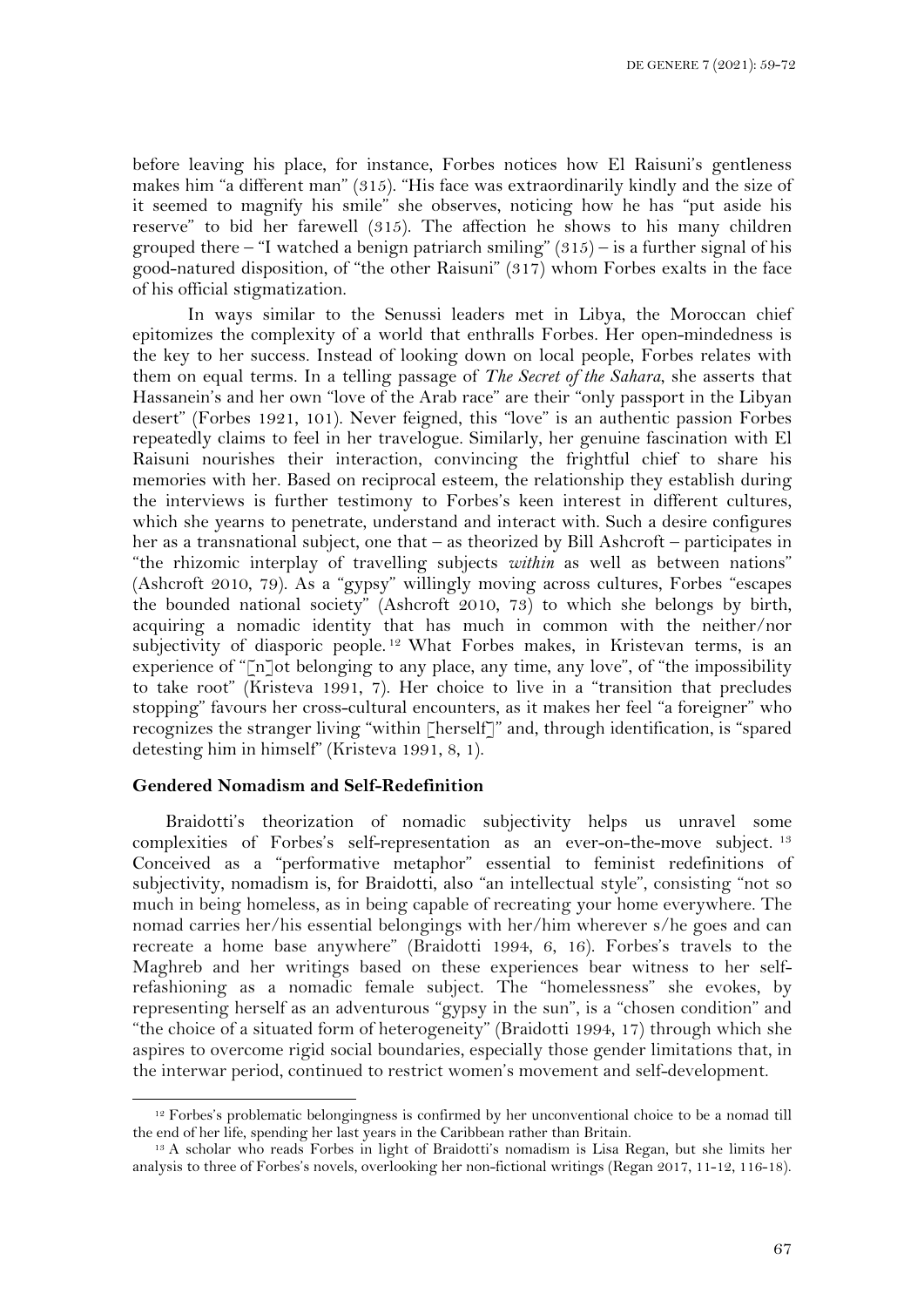before leaving his place, for instance, Forbes notices how El Raisuni's gentleness makes him "a different man" (315). "His face was extraordinarily kindly and the size of it seemed to magnify his smile" she observes, noticing how he has "put aside his reserve" to bid her farewell (315). The affection he shows to his many children grouped there – "I watched a benign patriarch smiling" (315) – is a further signal of his good-natured disposition, of "the other Raisuni" (317) whom Forbes exalts in the face of his official stigmatization.

In ways similar to the Senussi leaders met in Libya, the Moroccan chief epitomizes the complexity of a world that enthralls Forbes. Her open-mindedness is the key to her success. Instead of looking down on local people, Forbes relates with them on equal terms. In a telling passage of *The Secret of the Sahara*, she asserts that Hassanein's and her own "love of the Arab race" are their "only passport in the Libyan desert" (Forbes 1921, 101). Never feigned, this "love" is an authentic passion Forbes repeatedly claims to feel in her travelogue. Similarly, her genuine fascination with El Raisuni nourishes their interaction, convincing the frightful chief to share his memories with her. Based on reciprocal esteem, the relationship they establish during the interviews is further testimony to Forbes's keen interest in different cultures, which she yearns to penetrate, understand and interact with. Such a desire configures her as a transnational subject, one that – as theorized by Bill Ashcroft – participates in "the rhizomic interplay of travelling subjects *within* as well as between nations" (Ashcroft 2010, 79). As a "gypsy" willingly moving across cultures, Forbes "escapes the bounded national society" (Ashcroft 2010, 73) to which she belongs by birth, acquiring a nomadic identity that has much in common with the neither/nor subjectivity of diasporic people.[12] What Forbes makes, in Kristevan terms, is an experience of "[n]ot belonging to any place, any time, any love", of "the impossibility to take root" (Kristeva 1991, 7). Her choice to live in a "transition that precludes stopping" favours her cross-cultural encounters, as it makes her feel "a foreigner" who recognizes the stranger living "within [herself]" and, through identification, is "spared detesting him in himself" (Kristeva 1991, 8, 1).

### Gendered Nomadism and Self-Redefinition

Braidotti's theorization of nomadic subjectivity helps us unravel some complexities of Forbes's self-representation as an ever-on-the-move subject.[13] Conceived as a "performative metaphor" essential to feminist redefinitions of subjectivity, nomadism is, for Braidotti, also "an intellectual style", consisting "not so much in being homeless, as in being capable of recreating your home everywhere. The nomad carries her/his essential belongings with her/him wherever s/he goes and can recreate a home base anywhere" (Braidotti 1994, 6, 16). Forbes's travels to the Maghreb and her writings based on these experiences bear witness to her self-refashioning as a nomadic female subject. The "homelessness" she evokes, by representing herself as an adventurous "gypsy in the sun", is a "chosen condition" and "the choice of a situated form of heterogeneity" (Braidotti 1994, 17) through which she aspires to overcome rigid social boundaries, especially those gender limitations that, in the interwar period, continued to restrict women's movement and self-development.

---

[12] Forbes's problematic belongingness is confirmed by her unconventional choice to be a nomad till the end of her life, spending her last years in the Caribbean rather than Britain.

[13] A scholar who reads Forbes in light of Braidotti's nomadism is Lisa Regan, but she limits her analysis to three of Forbes's novels, overlooking her non-fictional writings (Regan 2017, 11-12, 116-18).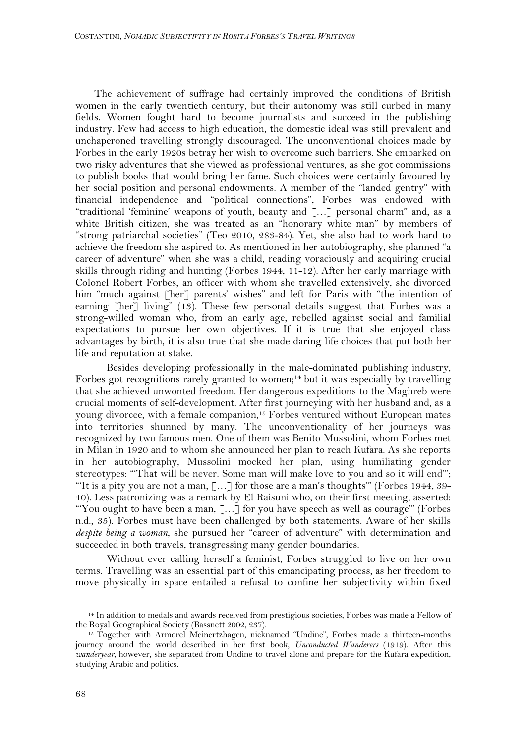The achievement of suffrage had certainly improved the conditions of British women in the early twentieth century, but their autonomy was still curbed in many fields. Women fought hard to become journalists and succeed in the publishing industry. Few had access to high education, the domestic ideal was still prevalent and unchaperoned travelling strongly discouraged. The unconventional choices made by Forbes in the early 1920s betray her wish to overcome such barriers. She embarked on two risky adventures that she viewed as professional ventures, as she got commissions to publish books that would bring her fame. Such choices were certainly favoured by her social position and personal endowments. A member of the "landed gentry" with financial independence and "political connections", Forbes was endowed with "traditional 'feminine' weapons of youth, beauty and […] personal charm" and, as a white British citizen, she was treated as an "honorary white man" by members of "strong patriarchal societies" (Teo 2010, 283-84). Yet, she also had to work hard to achieve the freedom she aspired to. As mentioned in her autobiography, she planned "a career of adventure" when she was a child, reading voraciously and acquiring crucial skills through riding and hunting (Forbes 1944, 11-12). After her early marriage with Colonel Robert Forbes, an officer with whom she travelled extensively, she divorced him "much against [her] parents' wishes" and left for Paris with "the intention of earning [her] living" (13). These few personal details suggest that Forbes was a strong-willed woman who, from an early age, rebelled against social and familial expectations to pursue her own objectives. If it is true that she enjoyed class advantages by birth, it is also true that she made daring life choices that put both her life and reputation at stake.

Besides developing professionally in the male-dominated publishing industry, Forbes got recognitions rarely granted to women;[14] but it was especially by travelling that she achieved unwonted freedom. Her dangerous expeditions to the Maghreb were crucial moments of self-development. After first journeying with her husband and, as a young divorcee, with a female companion,[15] Forbes ventured without European mates into territories shunned by many. The unconventionality of her journeys was recognized by two famous men. One of them was Benito Mussolini, whom Forbes met in Milan in 1920 and to whom she announced her plan to reach Kufara. As she reports in her autobiography, Mussolini mocked her plan, using humiliating gender stereotypes: "'That will be never. Some man will make love to you and so it will end'"; "'It is a pity you are not a man, […] for those are a man's thoughts'" (Forbes 1944, 39-40). Less patronizing was a remark by El Raisuni who, on their first meeting, asserted: "'You ought to have been a man, […] for you have speech as well as courage'" (Forbes n.d., 35). Forbes must have been challenged by both statements. Aware of her skills *despite being a woman*, she pursued her "career of adventure" with determination and succeeded in both travels, transgressing many gender boundaries.

Without ever calling herself a feminist, Forbes struggled to live on her own terms. Travelling was an essential part of this emancipating process, as her freedom to move physically in space entailed a refusal to confine her subjectivity within fixed

---

[14] In addition to medals and awards received from prestigious societies, Forbes was made a Fellow of the Royal Geographical Society (Bassnett 2002, 237).

[15] Together with Armorel Meinertzhagen, nicknamed "Undine", Forbes made a thirteen-months journey around the world described in her first book, *Unconducted Wanderers* (1919). After this *wanderyear*, however, she separated from Undine to travel alone and prepare for the Kufara expedition, studying Arabic and politics.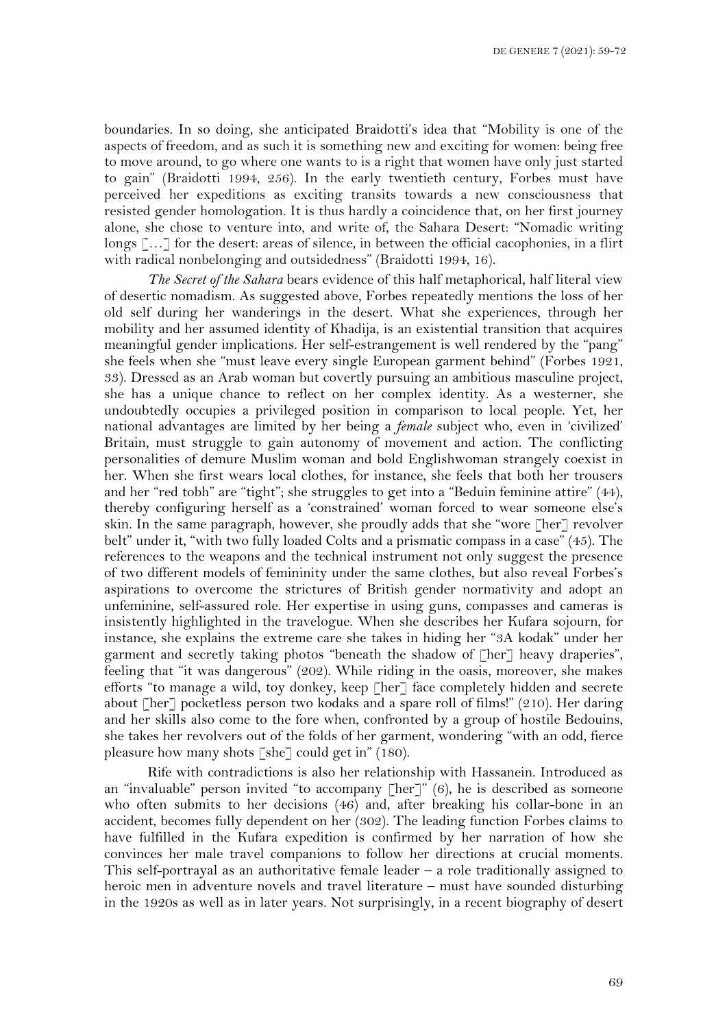boundaries. In so doing, she anticipated Braidotti's idea that "Mobility is one of the aspects of freedom, and as such it is something new and exciting for women: being free to move around, to go where one wants to is a right that women have only just started to gain" (Braidotti 1994, 256). In the early twentieth century, Forbes must have perceived her expeditions as exciting transits towards a new consciousness that resisted gender homologation. It is thus hardly a coincidence that, on her first journey alone, she chose to venture into, and write of, the Sahara Desert: "Nomadic writing longs […] for the desert: areas of silence, in between the official cacophonies, in a flirt with radical nonbelonging and outsidedness" (Braidotti 1994, 16).

*The Secret of the Sahara* bears evidence of this half metaphorical, half literal view of desertic nomadism. As suggested above, Forbes repeatedly mentions the loss of her old self during her wanderings in the desert. What she experiences, through her mobility and her assumed identity of Khadija, is an existential transition that acquires meaningful gender implications. Her self-estrangement is well rendered by the "pang" she feels when she "must leave every single European garment behind" (Forbes 1921, 33). Dressed as an Arab woman but covertly pursuing an ambitious masculine project, she has a unique chance to reflect on her complex identity. As a westerner, she undoubtedly occupies a privileged position in comparison to local people. Yet, her national advantages are limited by her being a *female* subject who, even in 'civilized' Britain, must struggle to gain autonomy of movement and action. The conflicting personalities of demure Muslim woman and bold Englishwoman strangely coexist in her. When she first wears local clothes, for instance, she feels that both her trousers and her "red tobh" are "tight"; she struggles to get into a "Beduin feminine attire" (44), thereby configuring herself as a 'constrained' woman forced to wear someone else's skin. In the same paragraph, however, she proudly adds that she "wore [her] revolver belt" under it, "with two fully loaded Colts and a prismatic compass in a case" (45). The references to the weapons and the technical instrument not only suggest the presence of two different models of femininity under the same clothes, but also reveal Forbes's aspirations to overcome the strictures of British gender normativity and adopt an unfeminine, self-assured role. Her expertise in using guns, compasses and cameras is insistently highlighted in the travelogue. When she describes her Kufara sojourn, for instance, she explains the extreme care she takes in hiding her "3A kodak" under her garment and secretly taking photos "beneath the shadow of [her] heavy draperies", feeling that "it was dangerous" (202). While riding in the oasis, moreover, she makes efforts "to manage a wild, toy donkey, keep [her] face completely hidden and secrete about [her] pocketless person two kodaks and a spare roll of films!" (210). Her daring and her skills also come to the fore when, confronted by a group of hostile Bedouins, she takes her revolvers out of the folds of her garment, wondering "with an odd, fierce pleasure how many shots [she] could get in" (180).

Rife with contradictions is also her relationship with Hassanein. Introduced as an "invaluable" person invited "to accompany [her]" (6), he is described as someone who often submits to her decisions (46) and, after breaking his collar-bone in an accident, becomes fully dependent on her (302). The leading function Forbes claims to have fulfilled in the Kufara expedition is confirmed by her narration of how she convinces her male travel companions to follow her directions at crucial moments. This self-portrayal as an authoritative female leader – a role traditionally assigned to heroic men in adventure novels and travel literature – must have sounded disturbing in the 1920s as well as in later years. Not surprisingly, in a recent biography of desert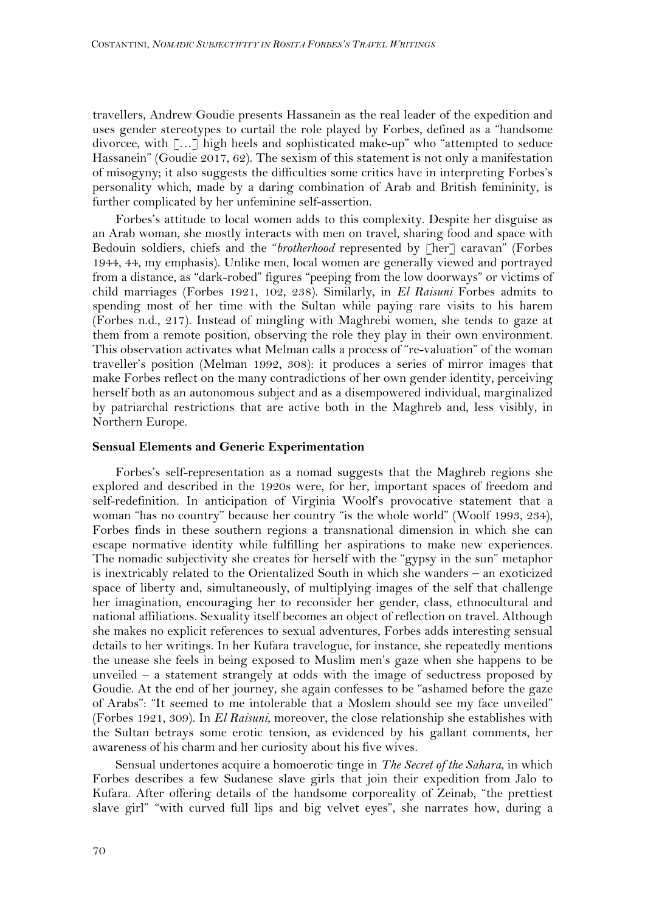travellers, Andrew Goudie presents Hassanein as the real leader of the expedition and uses gender stereotypes to curtail the role played by Forbes, defined as a "handsome divorcee, with […] high heels and sophisticated make-up" who "attempted to seduce Hassanein" (Goudie 2017, 62). The sexism of this statement is not only a manifestation of misogyny; it also suggests the difficulties some critics have in interpreting Forbes's personality which, made by a daring combination of Arab and British femininity, is further complicated by her unfeminine self-assertion.

Forbes's attitude to local women adds to this complexity. Despite her disguise as an Arab woman, she mostly interacts with men on travel, sharing food and space with Bedouin soldiers, chiefs and the "*brotherhood* represented by [her] caravan" (Forbes 1944, 44, my emphasis). Unlike men, local women are generally viewed and portrayed from a distance, as "dark-robed" figures "peeping from the low doorways" or victims of child marriages (Forbes 1921, 102, 238). Similarly, in *El Raisuni* Forbes admits to spending most of her time with the Sultan while paying rare visits to his harem (Forbes n.d., 217). Instead of mingling with Maghrebi women, she tends to gaze at them from a remote position, observing the role they play in their own environment. This observation activates what Melman calls a process of "re-valuation" of the woman traveller's position (Melman 1992, 308): it produces a series of mirror images that make Forbes reflect on the many contradictions of her own gender identity, perceiving herself both as an autonomous subject and as a disempowered individual, marginalized by patriarchal restrictions that are active both in the Maghreb and, less visibly, in Northern Europe.

**Sensual Elements and Generic Experimentation**

Forbes's self-representation as a nomad suggests that the Maghreb regions she explored and described in the 1920s were, for her, important spaces of freedom and self-redefinition. In anticipation of Virginia Woolf's provocative statement that a woman "has no country" because her country "is the whole world" (Woolf 1993, 234), Forbes finds in these southern regions a transnational dimension in which she can escape normative identity while fulfilling her aspirations to make new experiences. The nomadic subjectivity she creates for herself with the "gypsy in the sun" metaphor is inextricably related to the Orientalized South in which she wanders – an exoticized space of liberty and, simultaneously, of multiplying images of the self that challenge her imagination, encouraging her to reconsider her gender, class, ethnocultural and national affiliations. Sexuality itself becomes an object of reflection on travel. Although she makes no explicit references to sexual adventures, Forbes adds interesting sensual details to her writings. In her Kufara travelogue, for instance, she repeatedly mentions the unease she feels in being exposed to Muslim men's gaze when she happens to be unveiled – a statement strangely at odds with the image of seductress proposed by Goudie. At the end of her journey, she again confesses to be "ashamed before the gaze of Arabs": "It seemed to me intolerable that a Moslem should see my face unveiled" (Forbes 1921, 309). In *El Raisuni*, moreover, the close relationship she establishes with the Sultan betrays some erotic tension, as evidenced by his gallant comments, her awareness of his charm and her curiosity about his five wives.

Sensual undertones acquire a homoerotic tinge in *The Secret of the Sahara*, in which Forbes describes a few Sudanese slave girls that join their expedition from Jalo to Kufara. After offering details of the handsome corporeality of Zeinab, "the prettiest slave girl" "with curved full lips and big velvet eyes", she narrates how, during a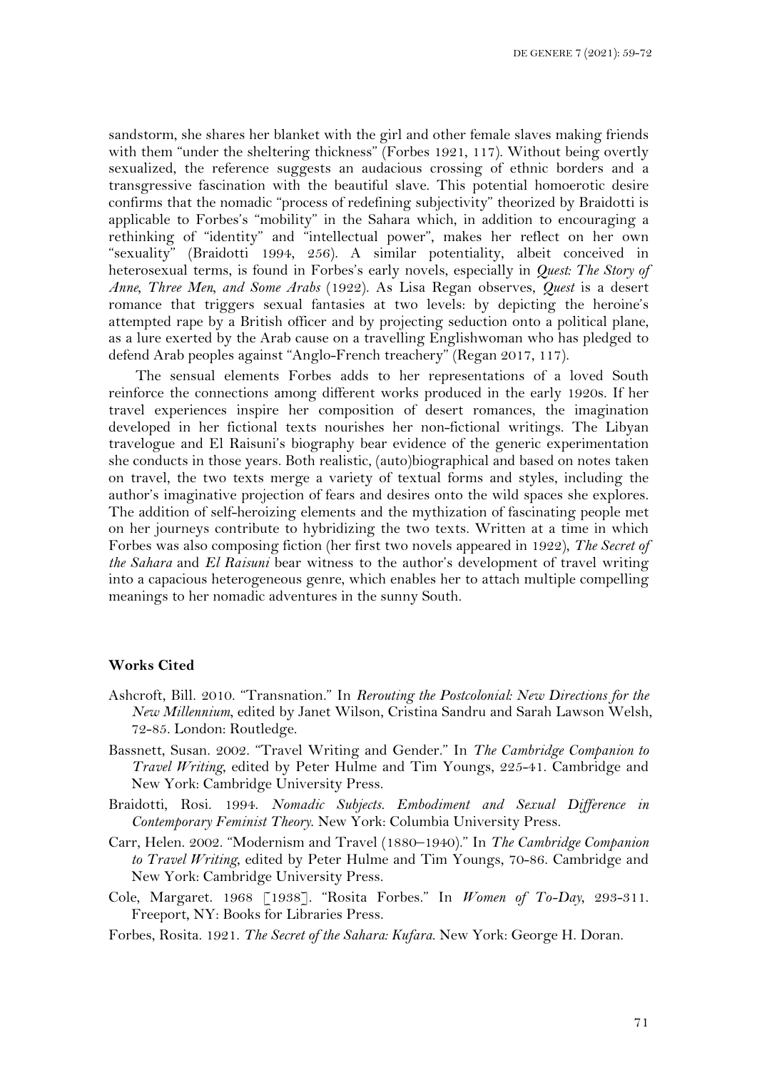sandstorm, she shares her blanket with the girl and other female slaves making friends with them "under the sheltering thickness" (Forbes 1921, 117). Without being overtly sexualized, the reference suggests an audacious crossing of ethnic borders and a transgressive fascination with the beautiful slave. This potential homoerotic desire confirms that the nomadic "process of redefining subjectivity" theorized by Braidotti is applicable to Forbes's "mobility" in the Sahara which, in addition to encouraging a rethinking of "identity" and "intellectual power", makes her reflect on her own "sexuality" (Braidotti 1994, 256). A similar potentiality, albeit conceived in heterosexual terms, is found in Forbes's early novels, especially in *Quest: The Story of Anne, Three Men, and Some Arabs* (1922). As Lisa Regan observes, *Quest* is a desert romance that triggers sexual fantasies at two levels: by depicting the heroine's attempted rape by a British officer and by projecting seduction onto a political plane, as a lure exerted by the Arab cause on a travelling Englishwoman who has pledged to defend Arab peoples against "Anglo-French treachery" (Regan 2017, 117).

The sensual elements Forbes adds to her representations of a loved South reinforce the connections among different works produced in the early 1920s. If her travel experiences inspire her composition of desert romances, the imagination developed in her fictional texts nourishes her non-fictional writings. The Libyan travelogue and El Raisuni's biography bear evidence of the generic experimentation she conducts in those years. Both realistic, (auto)biographical and based on notes taken on travel, the two texts merge a variety of textual forms and styles, including the author's imaginative projection of fears and desires onto the wild spaces she explores. The addition of self-heroizing elements and the mythization of fascinating people met on her journeys contribute to hybridizing the two texts. Written at a time in which Forbes was also composing fiction (her first two novels appeared in 1922), *The Secret of the Sahara* and *El Raisuni* bear witness to the author's development of travel writing into a capacious heterogeneous genre, which enables her to attach multiple compelling meanings to her nomadic adventures in the sunny South.

## Works Cited

Ashcroft, Bill. 2010. "Transnation." In *Rerouting the Postcolonial: New Directions for the New Millennium*, edited by Janet Wilson, Cristina Sandru and Sarah Lawson Welsh, 72-85. London: Routledge.

Bassnett, Susan. 2002. "Travel Writing and Gender." In *The Cambridge Companion to Travel Writing*, edited by Peter Hulme and Tim Youngs, 225-41. Cambridge and New York: Cambridge University Press.

Braidotti, Rosi. 1994. *Nomadic Subjects. Embodiment and Sexual Difference in Contemporary Feminist Theory*. New York: Columbia University Press.

Carr, Helen. 2002. "Modernism and Travel (1880–1940)." In *The Cambridge Companion to Travel Writing*, edited by Peter Hulme and Tim Youngs, 70-86. Cambridge and New York: Cambridge University Press.

Cole, Margaret. 1968 [1938]. "Rosita Forbes." In *Women of To-Day*, 293-311. Freeport, NY: Books for Libraries Press.

Forbes, Rosita. 1921. *The Secret of the Sahara: Kufara*. New York: George H. Doran.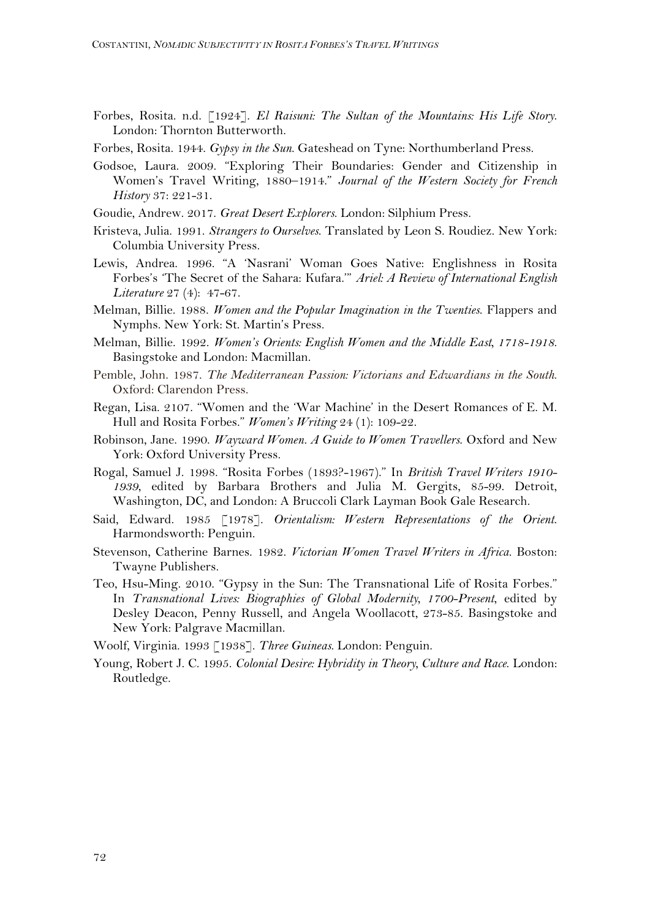Forbes, Rosita. n.d. [1924]. *El Raisuni: The Sultan of the Mountains: His Life Story*. London: Thornton Butterworth.

Forbes, Rosita. 1944. *Gypsy in the Sun*. Gateshead on Tyne: Northumberland Press.

Godsoe, Laura. 2009. "Exploring Their Boundaries: Gender and Citizenship in Women's Travel Writing, 1880–1914." *Journal of the Western Society for French History* 37: 221-31.

Goudie, Andrew. 2017. *Great Desert Explorers*. London: Silphium Press.

Kristeva, Julia. 1991. *Strangers to Ourselves*. Translated by Leon S. Roudiez. New York: Columbia University Press.

Lewis, Andrea. 1996. "A 'Nasrani' Woman Goes Native: Englishness in Rosita Forbes's 'The Secret of the Sahara: Kufara.'" *Ariel: A Review of International English Literature* 27 (4): 47-67.

Melman, Billie. 1988. *Women and the Popular Imagination in the Twenties*. Flappers and Nymphs. New York: St. Martin's Press.

Melman, Billie. 1992. *Women's Orients: English Women and the Middle East, 1718-1918*. Basingstoke and London: Macmillan.

Pemble, John. 1987. *The Mediterranean Passion: Victorians and Edwardians in the South*. Oxford: Clarendon Press.

Regan, Lisa. 2107. "Women and the 'War Machine' in the Desert Romances of E. M. Hull and Rosita Forbes." *Women's Writing* 24 (1): 109-22.

Robinson, Jane. 1990. *Wayward Women. A Guide to Women Travellers*. Oxford and New York: Oxford University Press.

Rogal, Samuel J. 1998. "Rosita Forbes (1893?-1967)." In *British Travel Writers 1910-1939*, edited by Barbara Brothers and Julia M. Gergits, 85-99. Detroit, Washington, DC, and London: A Bruccoli Clark Layman Book Gale Research.

Said, Edward. 1985 [1978]. *Orientalism: Western Representations of the Orient*. Harmondsworth: Penguin.

Stevenson, Catherine Barnes. 1982. *Victorian Women Travel Writers in Africa*. Boston: Twayne Publishers.

Teo, Hsu-Ming. 2010. "Gypsy in the Sun: The Transnational Life of Rosita Forbes." In *Transnational Lives: Biographies of Global Modernity, 1700-Present*, edited by Desley Deacon, Penny Russell, and Angela Woollacott, 273-85. Basingstoke and New York: Palgrave Macmillan.

Woolf, Virginia. 1993 [1938]. *Three Guineas*. London: Penguin.

Young, Robert J. C. 1995. *Colonial Desire: Hybridity in Theory, Culture and Race*. London: Routledge.